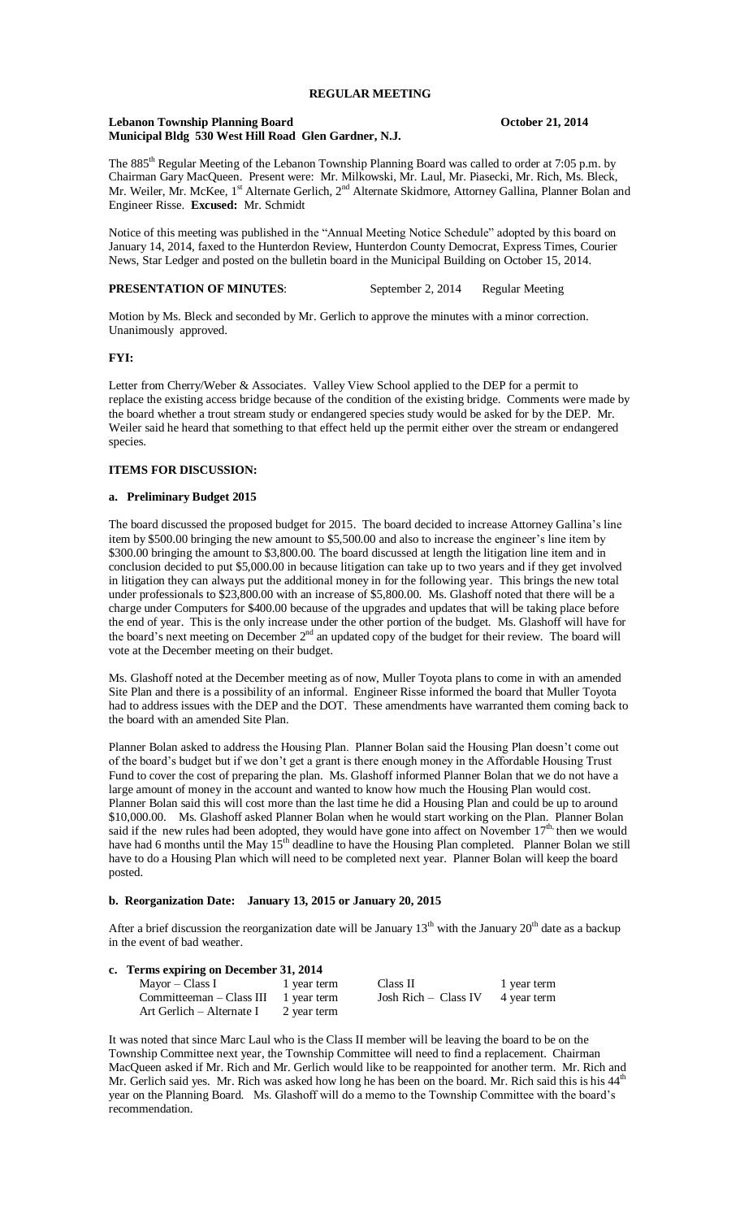# REGULAR MEETING

**Lebanon Township Planning Board** **October 21, 2014**
**Municipal Bldg 530 West Hill Road Glen Gardner, N.J.**

The 885th Regular Meeting of the Lebanon Township Planning Board was called to order at 7:05 p.m. by Chairman Gary MacQueen. Present were: Mr. Milkowski, Mr. Laul, Mr. Piasecki, Mr. Rich, Ms. Bleck, Mr. Weiler, Mr. McKee, 1st Alternate Gerlich, 2nd Alternate Skidmore, Attorney Gallina, Planner Bolan and Engineer Risse. **Excused:** Mr. Schmidt

Notice of this meeting was published in the "Annual Meeting Notice Schedule" adopted by this board on January 14, 2014, faxed to the Hunterdon Review, Hunterdon County Democrat, Express Times, Courier News, Star Ledger and posted on the bulletin board in the Municipal Building on October 15, 2014.

**PRESENTATION OF MINUTES**: September 2, 2014 Regular Meeting

Motion by Ms. Bleck and seconded by Mr. Gerlich to approve the minutes with a minor correction. Unanimously approved.

**FYI:**

Letter from Cherry/Weber & Associates. Valley View School applied to the DEP for a permit to replace the existing access bridge because of the condition of the existing bridge. Comments were made by the board whether a trout stream study or endangered species study would be asked for by the DEP. Mr. Weiler said he heard that something to that effect held up the permit either over the stream or endangered species.

**ITEMS FOR DISCUSSION:**

**a. Preliminary Budget 2015**

The board discussed the proposed budget for 2015. The board decided to increase Attorney Gallina's line item by $500.00 bringing the new amount to $5,500.00 and also to increase the engineer's line item by $300.00 bringing the amount to $3,800.00. The board discussed at length the litigation line item and in conclusion decided to put $5,000.00 in because litigation can take up to two years and if they get involved in litigation they can always put the additional money in for the following year. This brings the new total under professionals to $23,800.00 with an increase of $5,800.00. Ms. Glashoff noted that there will be a charge under Computers for $400.00 because of the upgrades and updates that will be taking place before the end of year. This is the only increase under the other portion of the budget. Ms. Glashoff will have for the board's next meeting on December 2nd an updated copy of the budget for their review. The board will vote at the December meeting on their budget.

Ms. Glashoff noted at the December meeting as of now, Muller Toyota plans to come in with an amended Site Plan and there is a possibility of an informal. Engineer Risse informed the board that Muller Toyota had to address issues with the DEP and the DOT. These amendments have warranted them coming back to the board with an amended Site Plan.

Planner Bolan asked to address the Housing Plan. Planner Bolan said the Housing Plan doesn't come out of the board's budget but if we don't get a grant is there enough money in the Affordable Housing Trust Fund to cover the cost of preparing the plan. Ms. Glashoff informed Planner Bolan that we do not have a large amount of money in the account and wanted to know how much the Housing Plan would cost. Planner Bolan said this will cost more than the last time he did a Housing Plan and could be up to around $10,000.00. Ms. Glashoff asked Planner Bolan when he would start working on the Plan. Planner Bolan said if the new rules had been adopted, they would have gone into affect on November 17th, then we would have had 6 months until the May 15th deadline to have the Housing Plan completed. Planner Bolan we still have to do a Housing Plan which will need to be completed next year. Planner Bolan will keep the board posted.

**b. Reorganization Date: January 13, 2015 or January 20, 2015**

After a brief discussion the reorganization date will be January 13th with the January 20th date as a backup in the event of bad weather.

**c. Terms expiring on December 31, 2014**

| | | | |
|---|---|---|---|
| Mayor – Class I | 1 year term | Class II | 1 year term |
| Committeeman – Class III | 1 year term | Josh Rich – Class IV | 4 year term |
| Art Gerlich – Alternate I | 2 year term | | |

It was noted that since Marc Laul who is the Class II member will be leaving the board to be on the Township Committee next year, the Township Committee will need to find a replacement. Chairman MacQueen asked if Mr. Rich and Mr. Gerlich would like to be reappointed for another term. Mr. Rich and Mr. Gerlich said yes. Mr. Rich was asked how long he has been on the board. Mr. Rich said this is his 44th year on the Planning Board. Ms. Glashoff will do a memo to the Township Committee with the board's recommendation.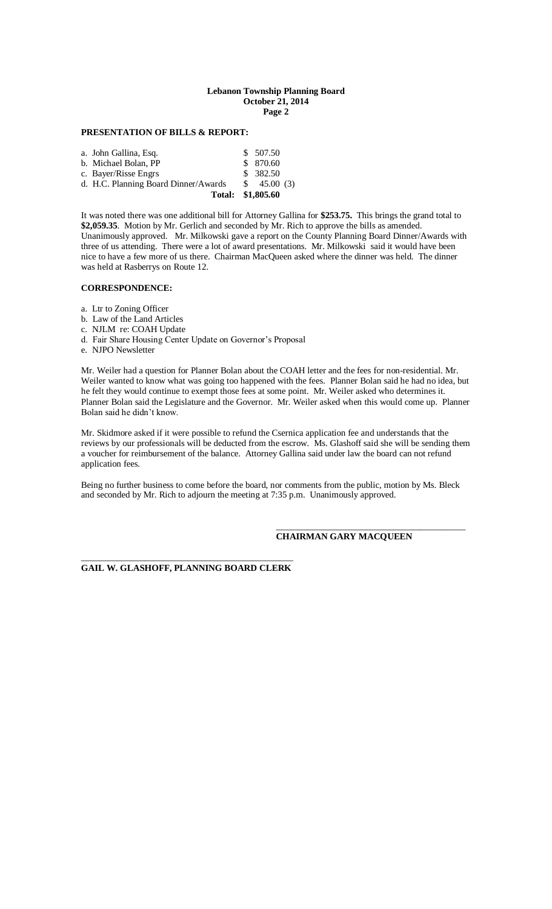**PRESENTATION OF BILLS & REPORT:**

| | |
|---|---|
| a. John Gallina, Esq. | $ 507.50 |
| b. Michael Bolan, PP | $ 870.60 |
| c. Bayer/Risse Engrs | $ 382.50 |
| d. H.C. Planning Board Dinner/Awards | $ 45.00 (3) |
| **Total:** | **$1,805.60** |

It was noted there was one additional bill for Attorney Gallina for **$253.75.** This brings the grand total to **$2,059.35**. Motion by Mr. Gerlich and seconded by Mr. Rich to approve the bills as amended. Unanimously approved. Mr. Milkowski gave a report on the County Planning Board Dinner/Awards with three of us attending. There were a lot of award presentations. Mr. Milkowski said it would have been nice to have a few more of us there. Chairman MacQueen asked where the dinner was held. The dinner was held at Rasberrys on Route 12.

**CORRESPONDENCE:**

a. Ltr to Zoning Officer
b. Law of the Land Articles
c. NJLM re: COAH Update
d. Fair Share Housing Center Update on Governor's Proposal
e. NJPO Newsletter

Mr. Weiler had a question for Planner Bolan about the COAH letter and the fees for non-residential. Mr. Weiler wanted to know what was going too happened with the fees. Planner Bolan said he had no idea, but he felt they would continue to exempt those fees at some point. Mr. Weiler asked who determines it. Planner Bolan said the Legislature and the Governor. Mr. Weiler asked when this would come up. Planner Bolan said he didn't know.

Mr. Skidmore asked if it were possible to refund the Csernica application fee and understands that the reviews by our professionals will be deducted from the escrow. Ms. Glashoff said she will be sending them a voucher for reimbursement of the balance. Attorney Gallina said under law the board can not refund application fees.

Being no further business to come before the board, nor comments from the public, motion by Ms. Bleck and seconded by Mr. Rich to adjourn the meeting at 7:35 p.m. Unanimously approved.

\_\_\_\_\_\_\_\_\_\_\_\_\_\_\_\_\_\_\_\_\_\_\_\_\_\_\_\_\_\_\_\_\_\_\_\_\_\_\_\_
**CHAIRMAN GARY MACQUEEN**

\_\_\_\_\_\_\_\_\_\_\_\_\_\_\_\_\_\_\_\_\_\_\_\_\_\_\_\_\_\_\_\_\_\_\_\_\_\_\_\_
**GAIL W. GLASHOFF, PLANNING BOARD CLERK**